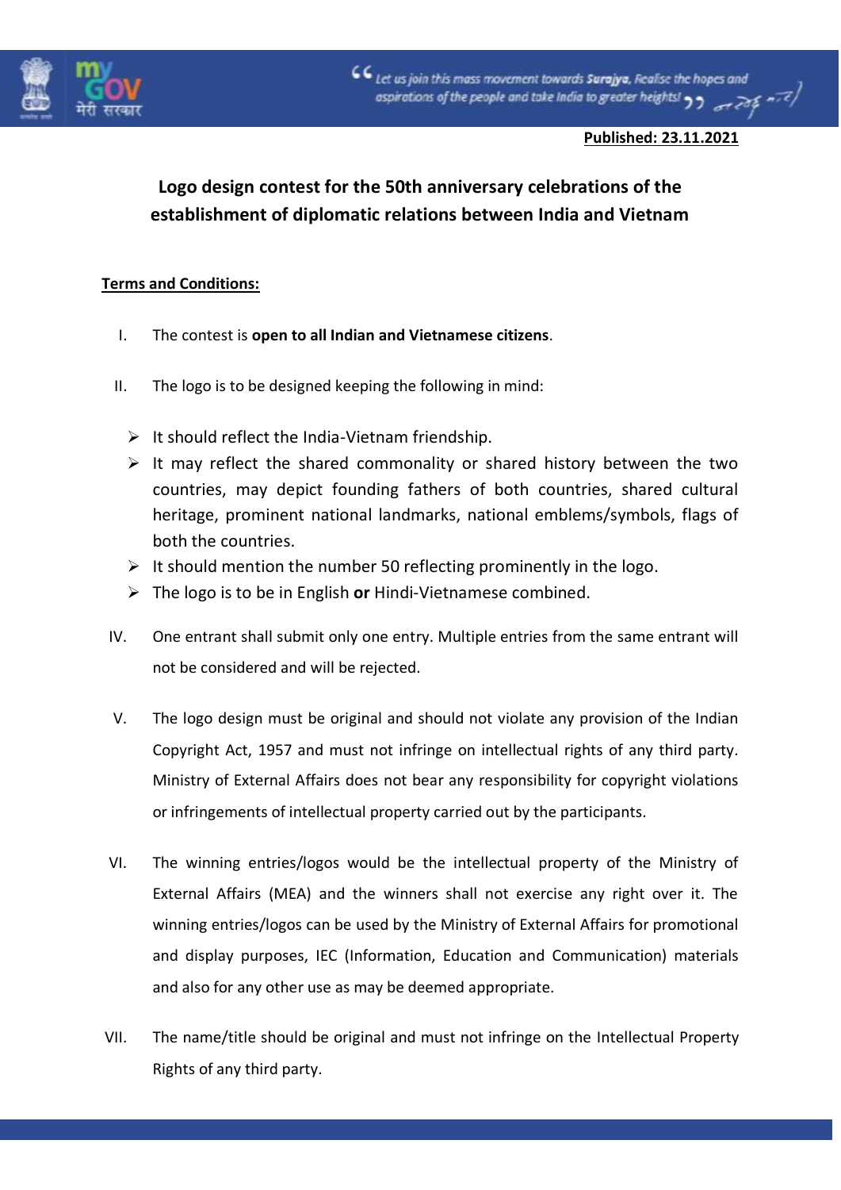**Published: 23.11.2021**

# Logo design contest for the 50th anniversary celebrations of the establishment of diplomatic relations between India and Vietnam

**Terms and Conditions:**

I. The contest is **open to all Indian and Vietnamese citizens**.

II. The logo is to be designed keeping the following in mind:

- It should reflect the India-Vietnam friendship.
- It may reflect the shared commonality or shared history between the two countries, may depict founding fathers of both countries, shared cultural heritage, prominent national landmarks, national emblems/symbols, flags of both the countries.
- It should mention the number 50 reflecting prominently in the logo.
- The logo is to be in English **or** Hindi-Vietnamese combined.

IV. One entrant shall submit only one entry. Multiple entries from the same entrant will not be considered and will be rejected.

V. The logo design must be original and should not violate any provision of the Indian Copyright Act, 1957 and must not infringe on intellectual rights of any third party. Ministry of External Affairs does not bear any responsibility for copyright violations or infringements of intellectual property carried out by the participants.

VI. The winning entries/logos would be the intellectual property of the Ministry of External Affairs (MEA) and the winners shall not exercise any right over it. The winning entries/logos can be used by the Ministry of External Affairs for promotional and display purposes, IEC (Information, Education and Communication) materials and also for any other use as may be deemed appropriate.

VII. The name/title should be original and must not infringe on the Intellectual Property Rights of any third party.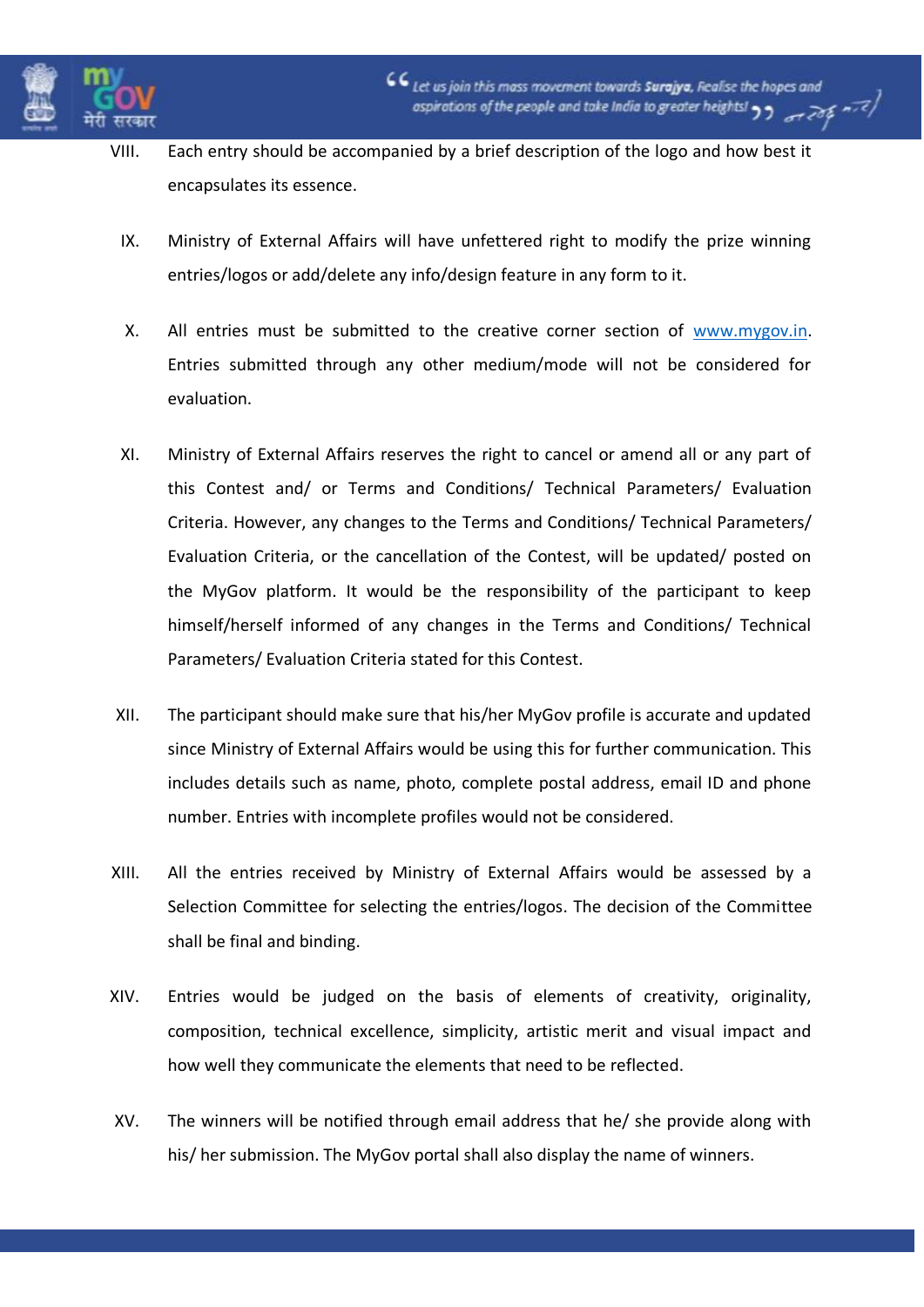VIII. Each entry should be accompanied by a brief description of the logo and how best it encapsulates its essence.

IX. Ministry of External Affairs will have unfettered right to modify the prize winning entries/logos or add/delete any info/design feature in any form to it.

X. All entries must be submitted to the creative corner section of www.mygov.in. Entries submitted through any other medium/mode will not be considered for evaluation.

XI. Ministry of External Affairs reserves the right to cancel or amend all or any part of this Contest and/ or Terms and Conditions/ Technical Parameters/ Evaluation Criteria. However, any changes to the Terms and Conditions/ Technical Parameters/ Evaluation Criteria, or the cancellation of the Contest, will be updated/ posted on the MyGov platform. It would be the responsibility of the participant to keep himself/herself informed of any changes in the Terms and Conditions/ Technical Parameters/ Evaluation Criteria stated for this Contest.

XII. The participant should make sure that his/her MyGov profile is accurate and updated since Ministry of External Affairs would be using this for further communication. This includes details such as name, photo, complete postal address, email ID and phone number. Entries with incomplete profiles would not be considered.

XIII. All the entries received by Ministry of External Affairs would be assessed by a Selection Committee for selecting the entries/logos. The decision of the Committee shall be final and binding.

XIV. Entries would be judged on the basis of elements of creativity, originality, composition, technical excellence, simplicity, artistic merit and visual impact and how well they communicate the elements that need to be reflected.

XV. The winners will be notified through email address that he/ she provide along with his/ her submission. The MyGov portal shall also display the name of winners.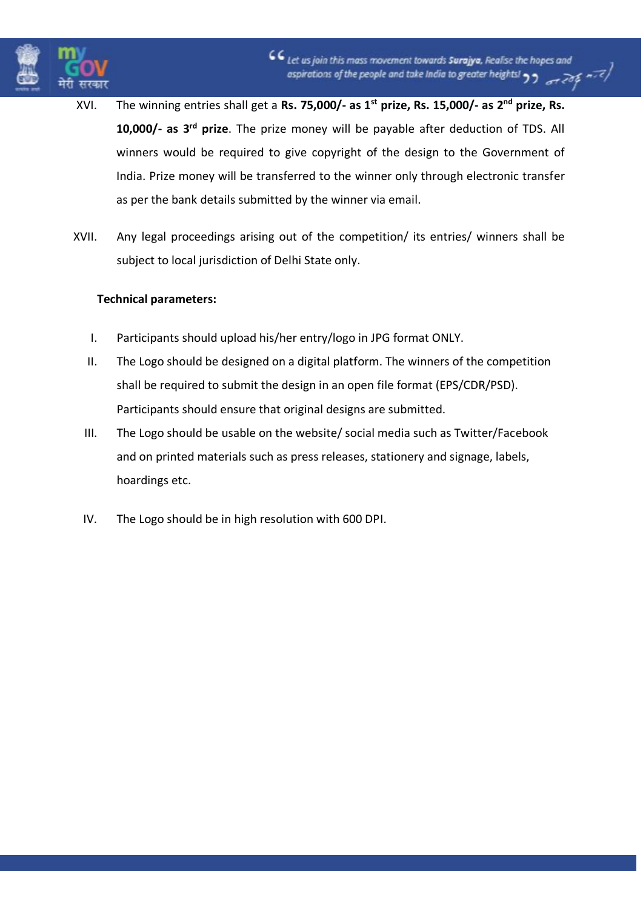XVI. The winning entries shall get a **Rs. 75,000/- as 1st prize, Rs. 15,000/- as 2nd prize, Rs. 10,000/- as 3rd prize**. The prize money will be payable after deduction of TDS. All winners would be required to give copyright of the design to the Government of India. Prize money will be transferred to the winner only through electronic transfer as per the bank details submitted by the winner via email.

XVII. Any legal proceedings arising out of the competition/ its entries/ winners shall be subject to local jurisdiction of Delhi State only.

**Technical parameters:**

I. Participants should upload his/her entry/logo in JPG format ONLY.

II. The Logo should be designed on a digital platform. The winners of the competition shall be required to submit the design in an open file format (EPS/CDR/PSD). Participants should ensure that original designs are submitted.

III. The Logo should be usable on the website/ social media such as Twitter/Facebook and on printed materials such as press releases, stationery and signage, labels, hoardings etc.

IV. The Logo should be in high resolution with 600 DPI.